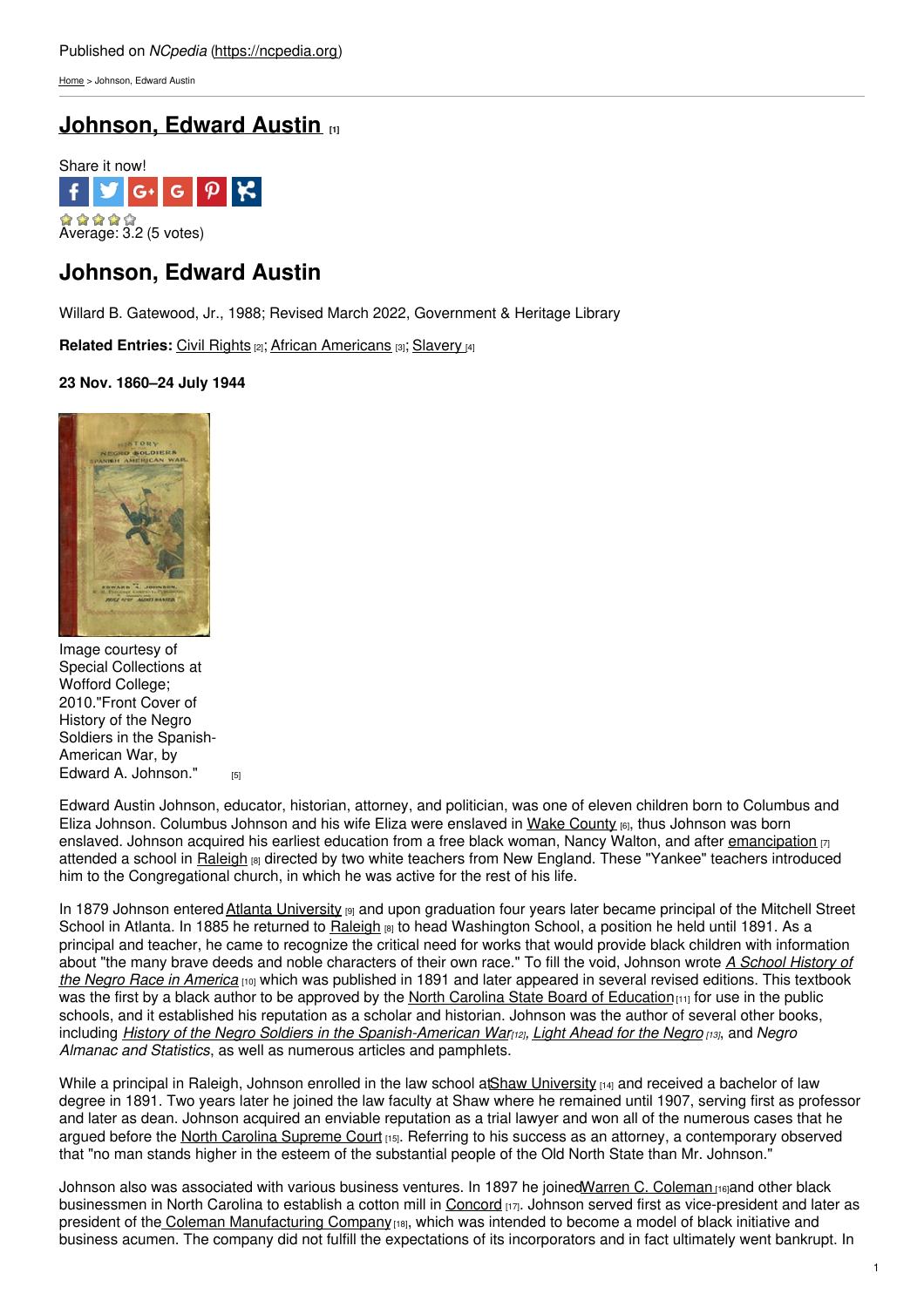Published on *NCpedia* (https://ncpedia.org)

Home > Johnson, Edward Austin

# Johnson, Edward Austin [1]

Share it now!

Average: 3.2 (5 votes)

## Johnson, Edward Austin

Willard B. Gatewood, Jr., 1988; Revised March 2022, Government & Heritage Library

**Related Entries:** Civil Rights [2]; African Americans [3]; Slavery [4]

**23 Nov. 1860–24 July 1944**

Image courtesy of Special Collections at Wofford College; 2010."Front Cover of History of the Negro Soldiers in the Spanish-American War, by Edward A. Johnson." [5]

Edward Austin Johnson, educator, historian, attorney, and politician, was one of eleven children born to Columbus and Eliza Johnson. Columbus Johnson and his wife Eliza were enslaved in Wake County [6], thus Johnson was born enslaved. Johnson acquired his earliest education from a free black woman, Nancy Walton, and after emancipation [7] attended a school in Raleigh [8] directed by two white teachers from New England. These "Yankee" teachers introduced him to the Congregational church, in which he was active for the rest of his life.

In 1879 Johnson entered Atlanta University [9] and upon graduation four years later became principal of the Mitchell Street School in Atlanta. In 1885 he returned to Raleigh [8] to head Washington School, a position he held until 1891. As a principal and teacher, he came to recognize the critical need for works that would provide black children with information about "the many brave deeds and noble characters of their own race." To fill the void, Johnson wrote *A School History of the Negro Race in America* [10] which was published in 1891 and later appeared in several revised editions. This textbook was the first by a black author to be approved by the North Carolina State Board of Education [11] for use in the public schools, and it established his reputation as a scholar and historian. Johnson was the author of several other books, including *History of the Negro Soldiers in the Spanish-American War* [12], *Light Ahead for the Negro* [13], and *Negro Almanac and Statistics*, as well as numerous articles and pamphlets.

While a principal in Raleigh, Johnson enrolled in the law school at Shaw University [14] and received a bachelor of law degree in 1891. Two years later he joined the law faculty at Shaw where he remained until 1907, serving first as professor and later as dean. Johnson acquired an enviable reputation as a trial lawyer and won all of the numerous cases that he argued before the North Carolina Supreme Court [15]. Referring to his success as an attorney, a contemporary observed that "no man stands higher in the esteem of the substantial people of the Old North State than Mr. Johnson."

Johnson also was associated with various business ventures. In 1897 he joined Warren C. Coleman [16] and other black businessmen in North Carolina to establish a cotton mill in Concord [17]. Johnson served first as vice-president and later as president of the Coleman Manufacturing Company [18], which was intended to become a model of black initiative and business acumen. The company did not fulfill the expectations of its incorporators and in fact ultimately went bankrupt. In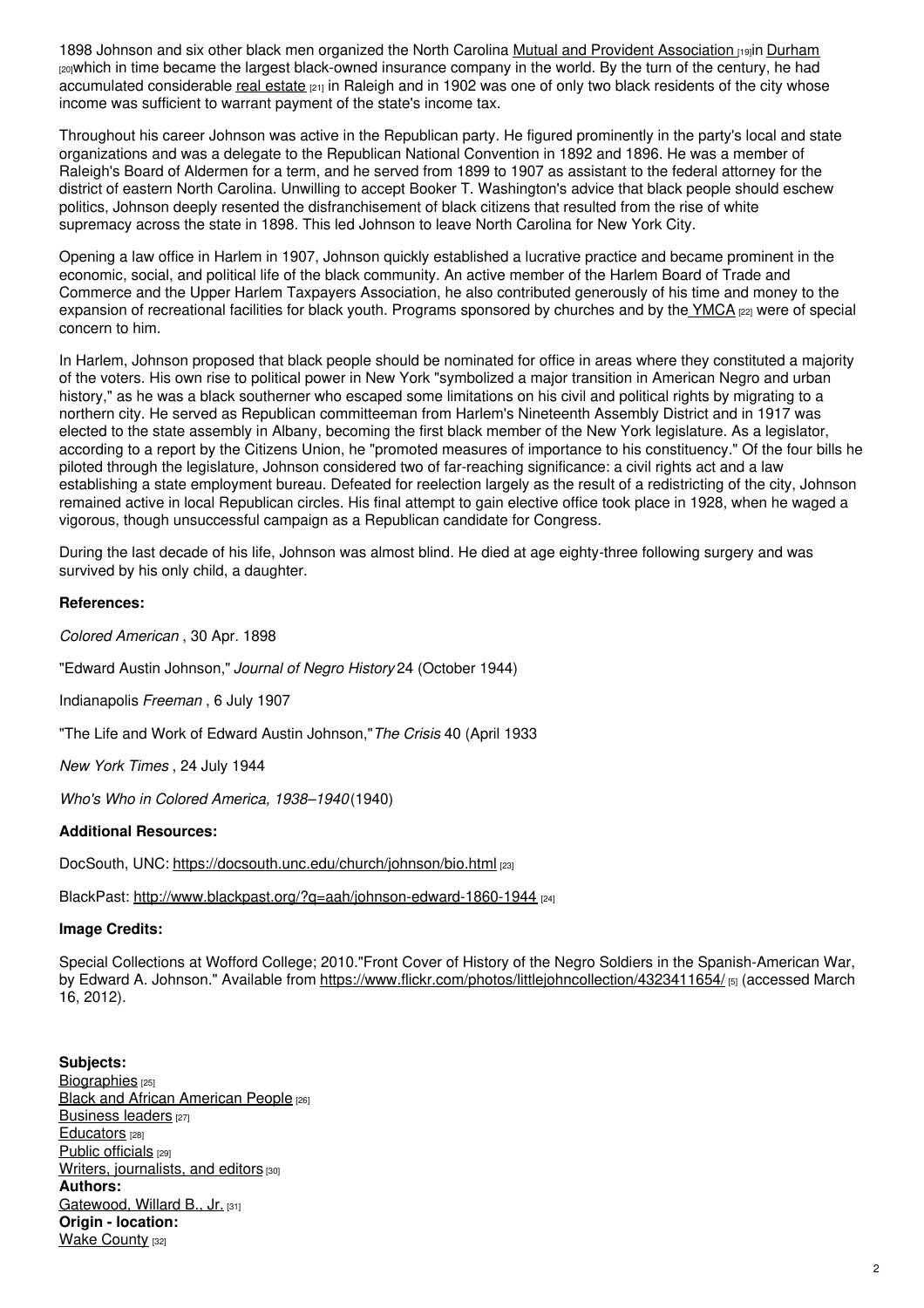1898 Johnson and six other black men organized the North Carolina Mutual and Provident Association [19] in Durham [20] which in time became the largest black-owned insurance company in the world. By the turn of the century, he had accumulated considerable real estate [21] in Raleigh and in 1902 was one of only two black residents of the city whose income was sufficient to warrant payment of the state's income tax.

Throughout his career Johnson was active in the Republican party. He figured prominently in the party's local and state organizations and was a delegate to the Republican National Convention in 1892 and 1896. He was a member of Raleigh's Board of Aldermen for a term, and he served from 1899 to 1907 as assistant to the federal attorney for the district of eastern North Carolina. Unwilling to accept Booker T. Washington's advice that black people should eschew politics, Johnson deeply resented the disfranchisement of black citizens that resulted from the rise of white supremacy across the state in 1898. This led Johnson to leave North Carolina for New York City.

Opening a law office in Harlem in 1907, Johnson quickly established a lucrative practice and became prominent in the economic, social, and political life of the black community. An active member of the Harlem Board of Trade and Commerce and the Upper Harlem Taxpayers Association, he also contributed generously of his time and money to the expansion of recreational facilities for black youth. Programs sponsored by churches and by the YMCA [22] were of special concern to him.

In Harlem, Johnson proposed that black people should be nominated for office in areas where they constituted a majority of the voters. His own rise to political power in New York "symbolized a major transition in American Negro and urban history," as he was a black southerner who escaped some limitations on his civil and political rights by migrating to a northern city. He served as Republican committeeman from Harlem's Nineteenth Assembly District and in 1917 was elected to the state assembly in Albany, becoming the first black member of the New York legislature. As a legislator, according to a report by the Citizens Union, he "promoted measures of importance to his constituency." Of the four bills he piloted through the legislature, Johnson considered two of far-reaching significance: a civil rights act and a law establishing a state employment bureau. Defeated for reelection largely as the result of a redistricting of the city, Johnson remained active in local Republican circles. His final attempt to gain elective office took place in 1928, when he waged a vigorous, though unsuccessful campaign as a Republican candidate for Congress.

During the last decade of his life, Johnson was almost blind. He died at age eighty-three following surgery and was survived by his only child, a daughter.

**References:**

*Colored American* , 30 Apr. 1898

"Edward Austin Johnson," *Journal of Negro History* 24 (October 1944)

Indianapolis *Freeman* , 6 July 1907

"The Life and Work of Edward Austin Johnson," *The Crisis* 40 (April 1933

*New York Times* , 24 July 1944

*Who's Who in Colored America, 1938–1940* (1940)

**Additional Resources:**

DocSouth, UNC: https://docsouth.unc.edu/church/johnson/bio.html [23]

BlackPast: http://www.blackpast.org/?q=aah/johnson-edward-1860-1944 [24]

**Image Credits:**

Special Collections at Wofford College; 2010."Front Cover of History of the Negro Soldiers in the Spanish-American War, by Edward A. Johnson." Available from https://www.flickr.com/photos/littlejohncollection/4323411654/ [5] (accessed March 16, 2012).

**Subjects:**
Biographies [25]
Black and African American People [26]
Business leaders [27]
Educators [28]
Public officials [29]
Writers, journalists, and editors [30]
**Authors:**
Gatewood, Willard B., Jr. [31]
**Origin - location:**
Wake County [32]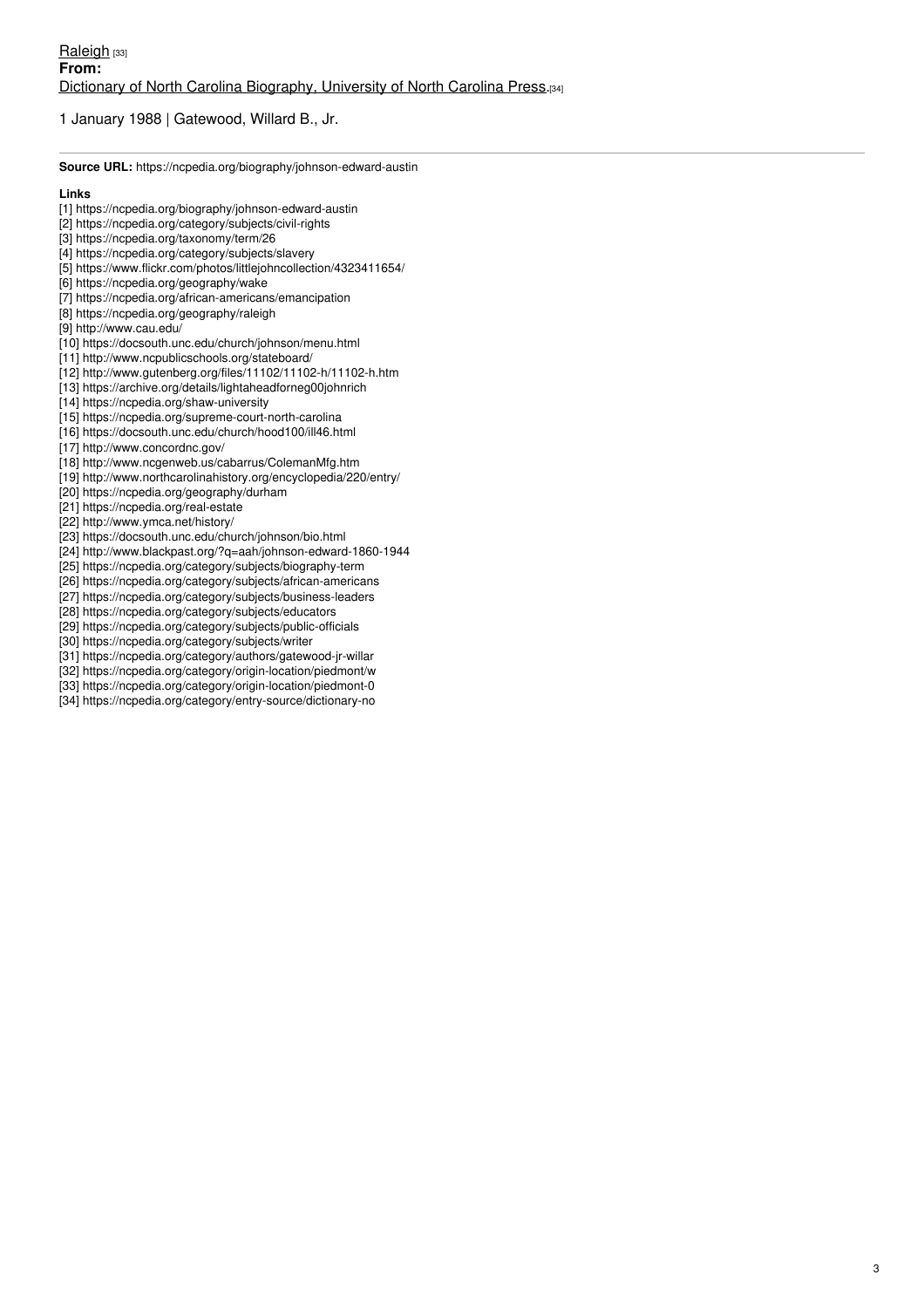Raleigh [33]
**From:**
Dictionary of North Carolina Biography, University of North Carolina Press.[34]

1 January 1988 | Gatewood, Willard B., Jr.

---

**Source URL:** https://ncpedia.org/biography/johnson-edward-austin

**Links**

[1] https://ncpedia.org/biography/johnson-edward-austin
[2] https://ncpedia.org/category/subjects/civil-rights
[3] https://ncpedia.org/taxonomy/term/26
[4] https://ncpedia.org/category/subjects/slavery
[5] https://www.flickr.com/photos/littlejohncollection/4323411654/
[6] https://ncpedia.org/geography/wake
[7] https://ncpedia.org/african-americans/emancipation
[8] https://ncpedia.org/geography/raleigh
[9] http://www.cau.edu/
[10] https://docsouth.unc.edu/church/johnson/menu.html
[11] http://www.ncpublicschools.org/stateboard/
[12] http://www.gutenberg.org/files/11102/11102-h/11102-h.htm
[13] https://archive.org/details/lightaheadforneg00johnrich
[14] https://ncpedia.org/shaw-university
[15] https://ncpedia.org/supreme-court-north-carolina
[16] https://docsouth.unc.edu/church/hood100/ill46.html
[17] http://www.concordnc.gov/
[18] http://www.ncgenweb.us/cabarrus/ColemanMfg.htm
[19] http://www.northcarolinahistory.org/encyclopedia/220/entry/
[20] https://ncpedia.org/geography/durham
[21] https://ncpedia.org/real-estate
[22] http://www.ymca.net/history/
[23] https://docsouth.unc.edu/church/johnson/bio.html
[24] http://www.blackpast.org/?q=aah/johnson-edward-1860-1944
[25] https://ncpedia.org/category/subjects/biography-term
[26] https://ncpedia.org/category/subjects/african-americans
[27] https://ncpedia.org/category/subjects/business-leaders
[28] https://ncpedia.org/category/subjects/educators
[29] https://ncpedia.org/category/subjects/public-officials
[30] https://ncpedia.org/category/subjects/writer
[31] https://ncpedia.org/category/authors/gatewood-jr-willar
[32] https://ncpedia.org/category/origin-location/piedmont/w
[33] https://ncpedia.org/category/origin-location/piedmont-0
[34] https://ncpedia.org/category/entry-source/dictionary-no